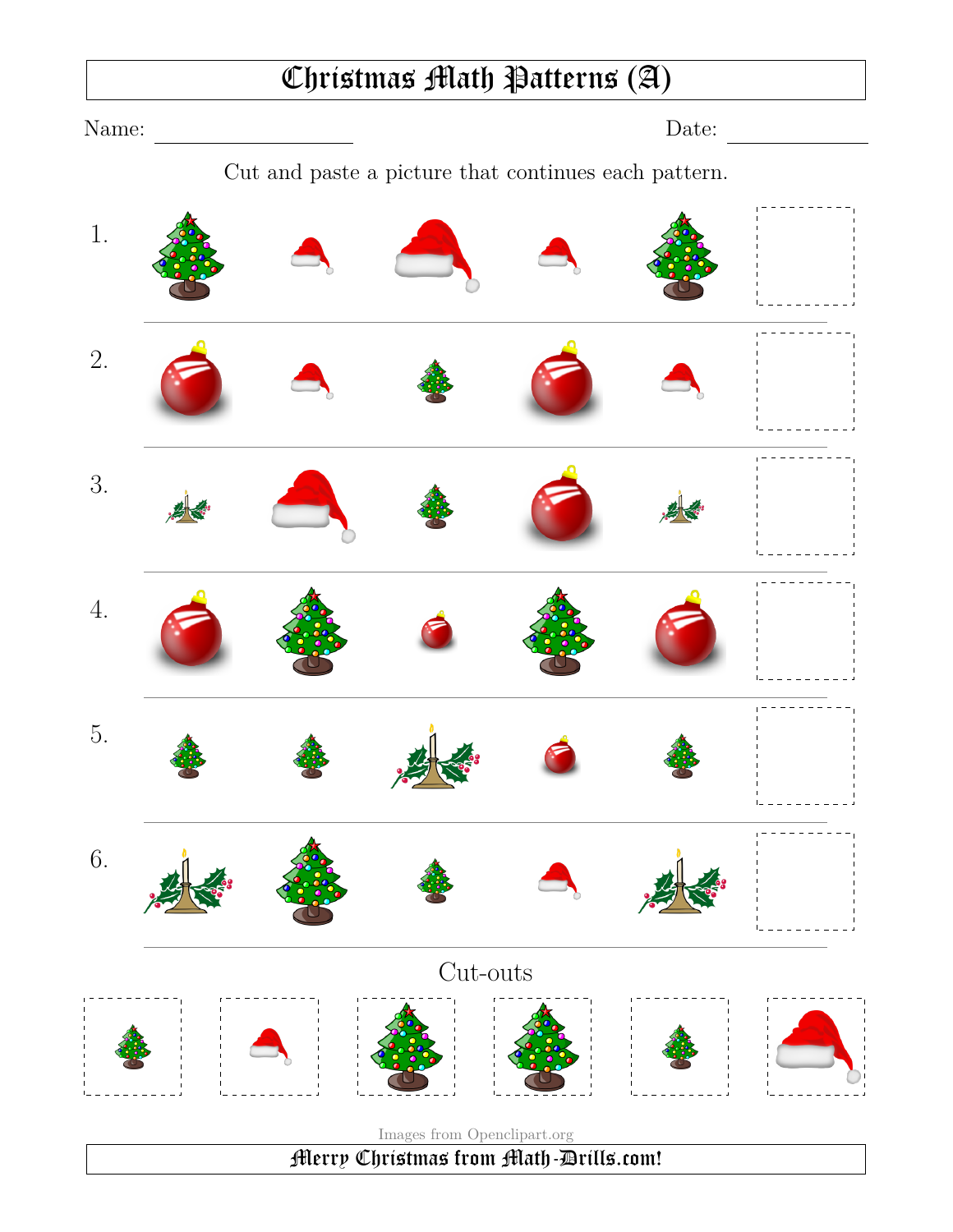# Christmas Math Patterns (A)

Name: ____________________ Date: ______________

Cut and paste a picture that continues each pattern.

1.

2.

3.

4.

5.

6.

Cut-outs

Images from Openclipart.org

Merry Christmas from Math-Drills.com!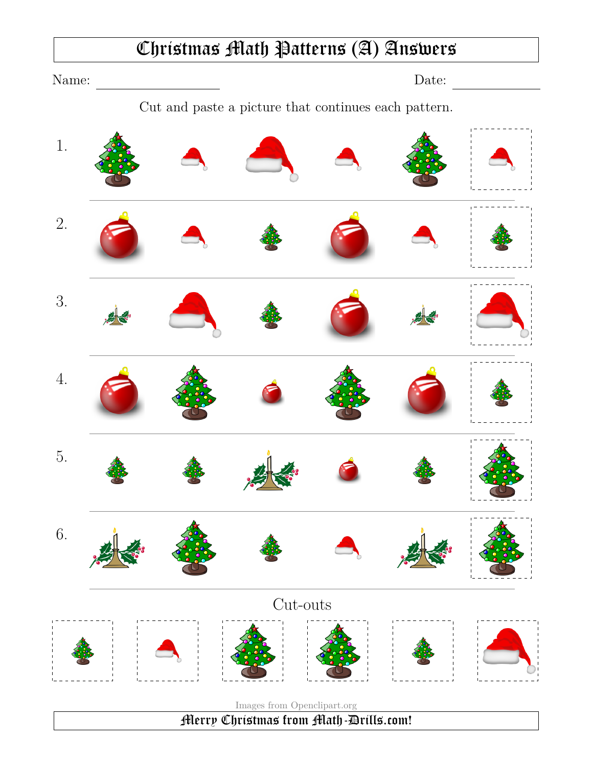# Christmas Math Patterns (A) Answers

Name: ______________________ Date: ________________

Cut and paste a picture that continues each pattern.

1.

2.

3.

4.

5.

6.

Cut-outs

Images from Openclipart.org

**Merry Christmas from Math-Drills.com!**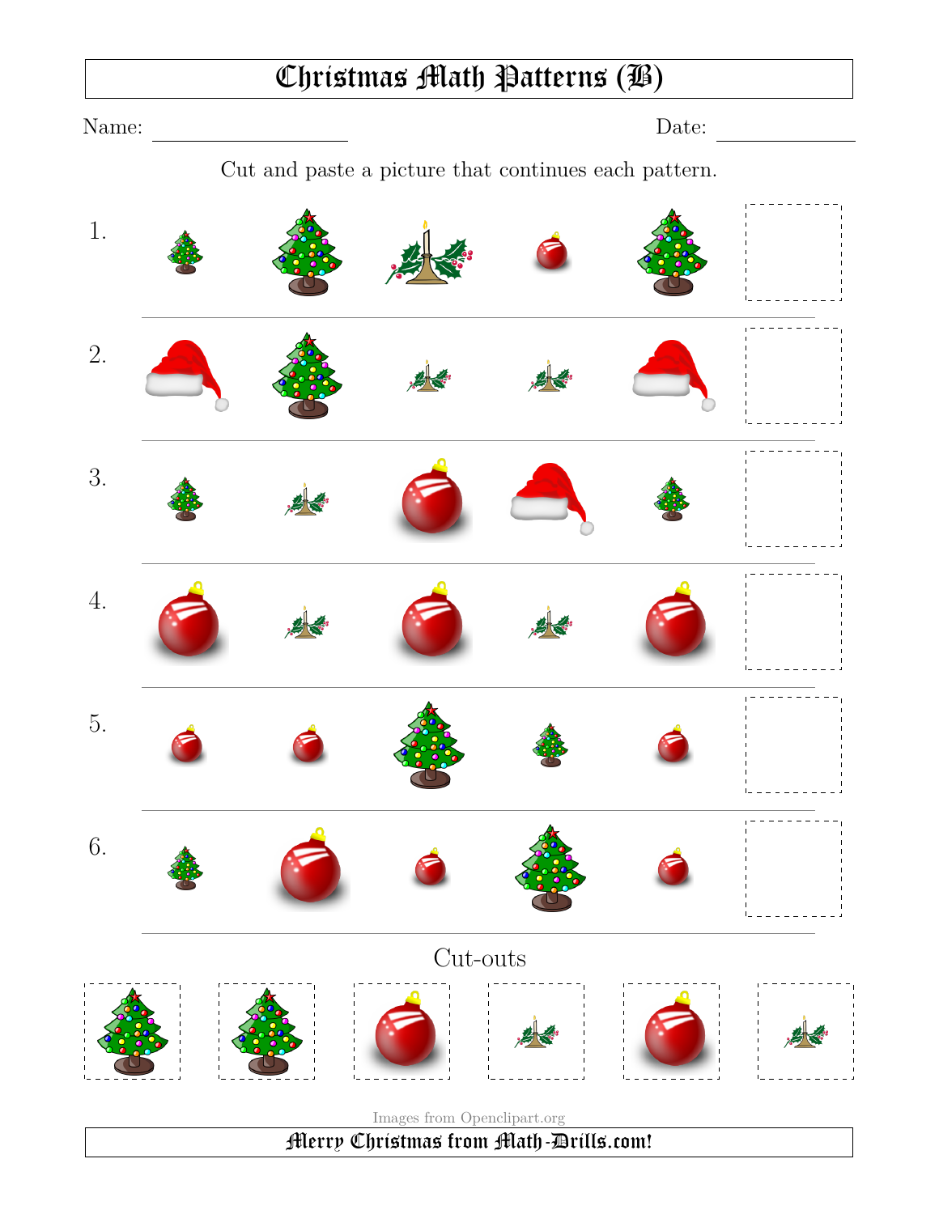# Christmas Math Patterns (B)

Name: ____________________ Date: ______________

Cut and paste a picture that continues each pattern.

1.

2.

3.

4.

5.

6.

## Cut-outs

Images from Openclipart.org

Merry Christmas from Math-Drills.com!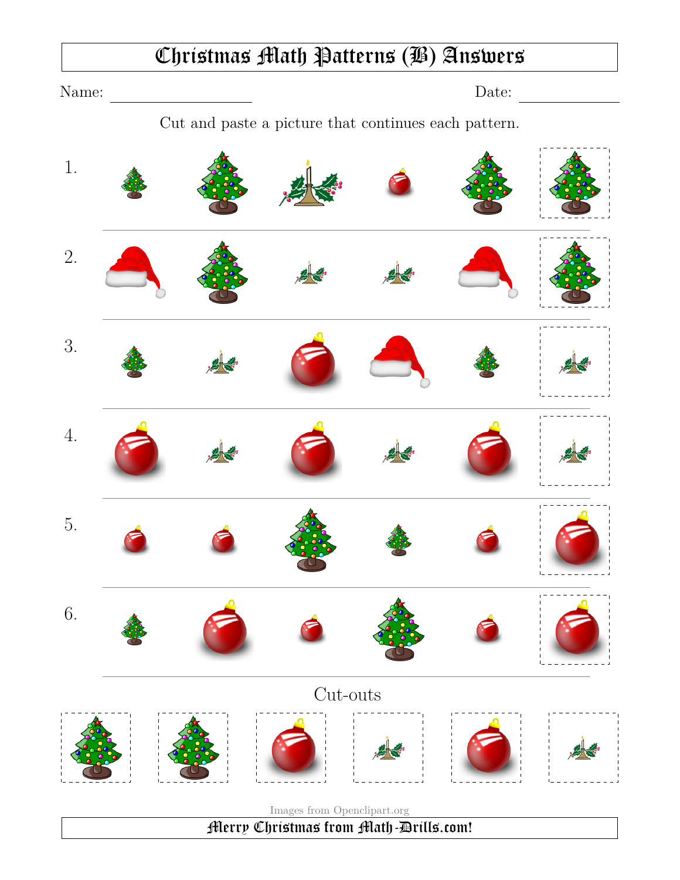# Christmas Math Patterns (B) Answers

Name: ____________________ Date: ______________

Cut and paste a picture that continues each pattern.

1.

2.

3.

4.

5.

6.

Cut-outs

Images from Openclipart.org

Merry Christmas from Math-Drills.com!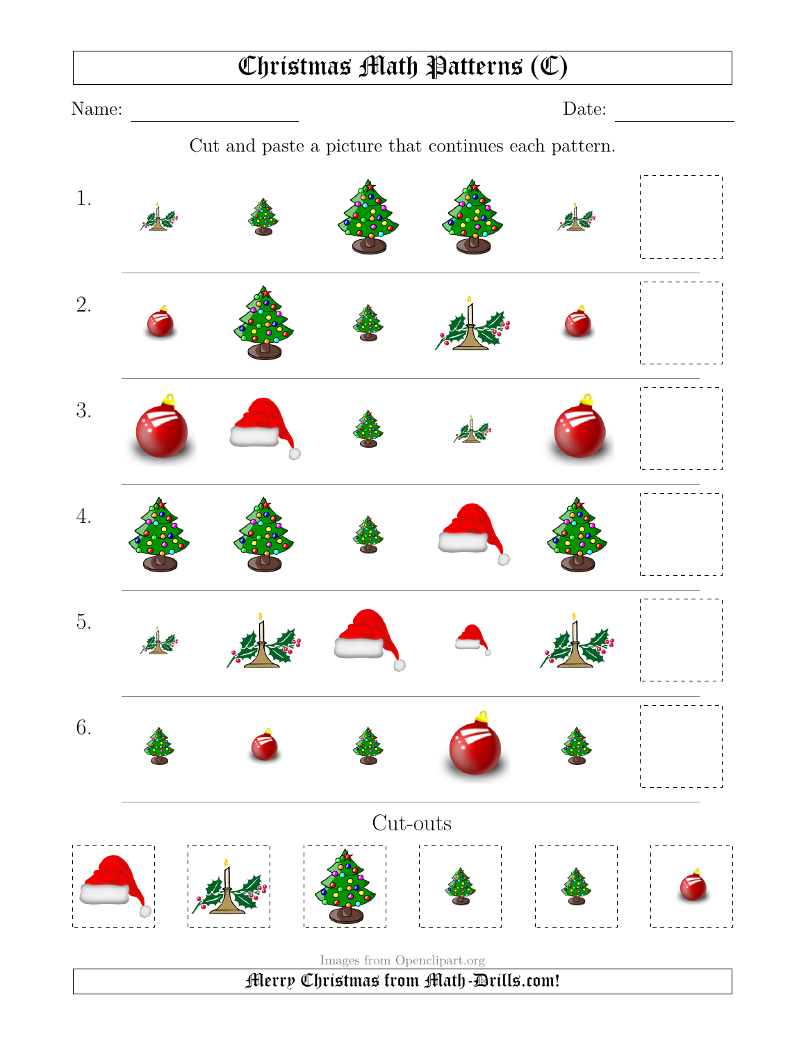# Christmas Math Patterns (C)

Name: ____________________ Date: ______________

Cut and paste a picture that continues each pattern.

1.

2.

3.

4.

5.

6.

Cut-outs

Images from Openclipart.org

**Merry Christmas from Math-Drills.com!**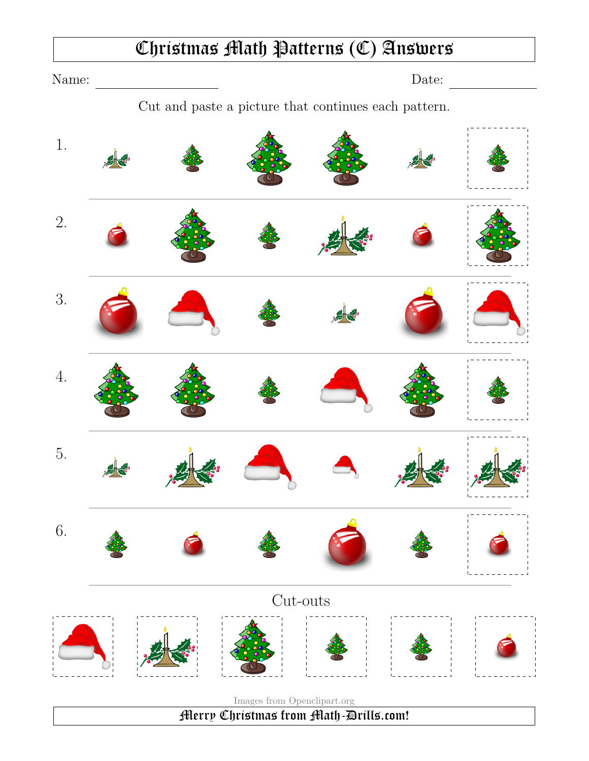# Christmas Math Patterns (C) Answers

Name: ____________________ Date: ____________

Cut and paste a picture that continues each pattern.

1.

2.

3.

4.

5.

6.

Cut-outs

Images from Openclipart.org

**Merry Christmas from Math-Drills.com!**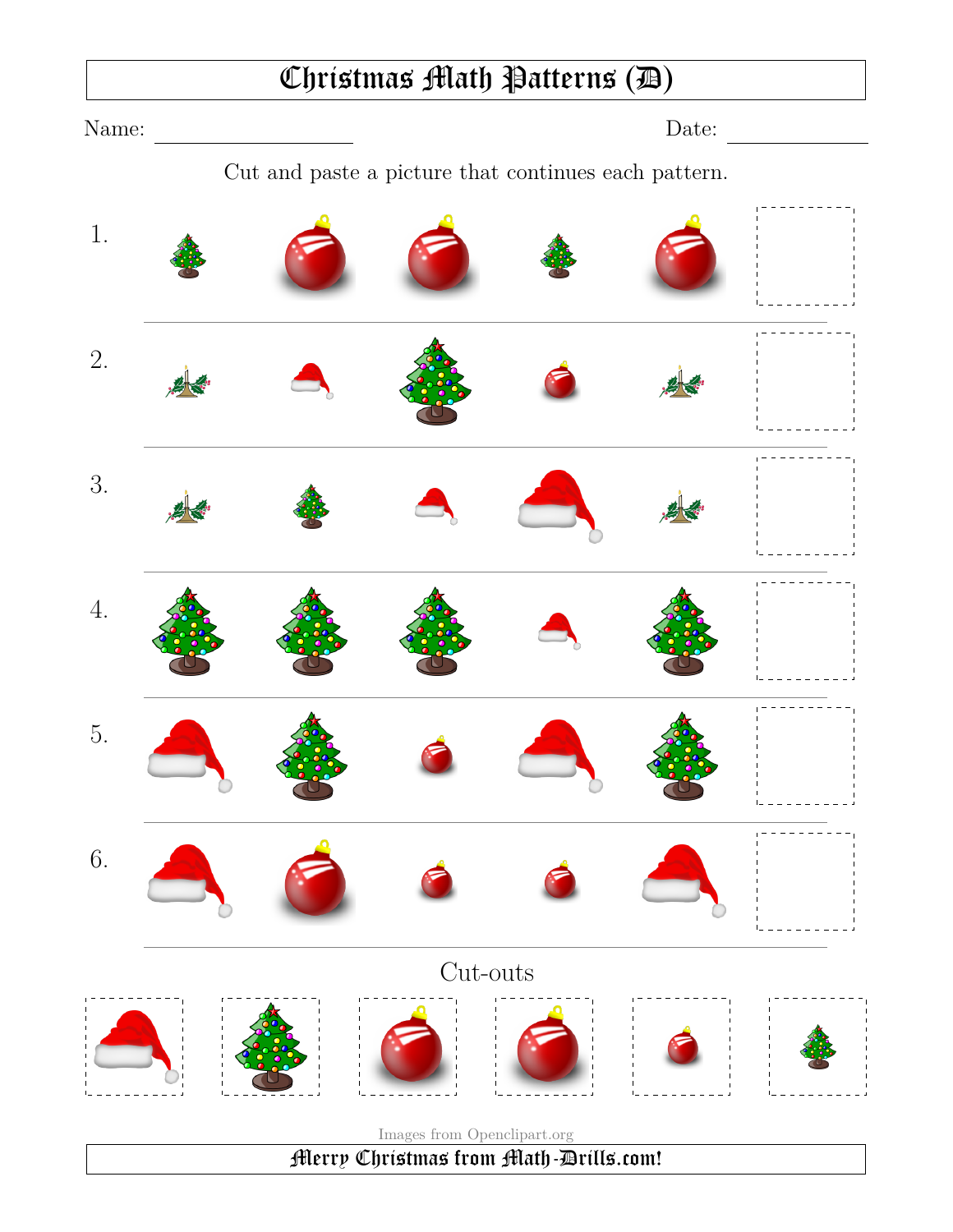# Christmas Math Patterns (D)

Name: ____________________ Date: ____________

Cut and paste a picture that continues each pattern.

1.

2.

3.

4.

5.

6.

## Cut-outs

Images from Openclipart.org

**Merry Christmas from Math-Drills.com!**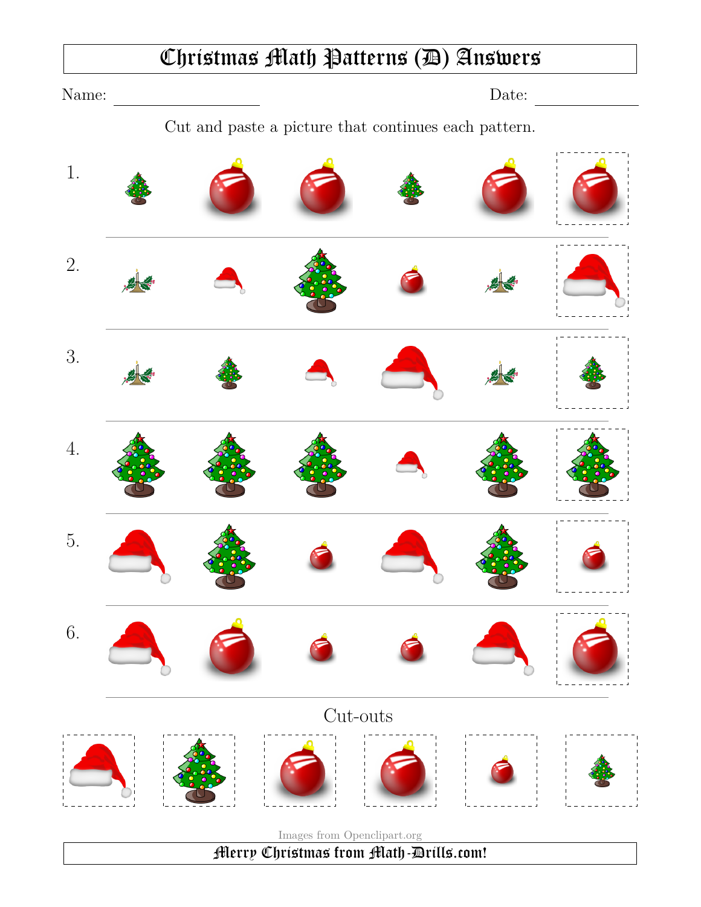# Christmas Math Patterns (D) Answers

Name: ____________________ Date: ______________

Cut and paste a picture that continues each pattern.

1.

2.

3.

4.

5.

6.

Cut-outs

Images from Openclipart.org

**Merry Christmas from Math-Drills.com!**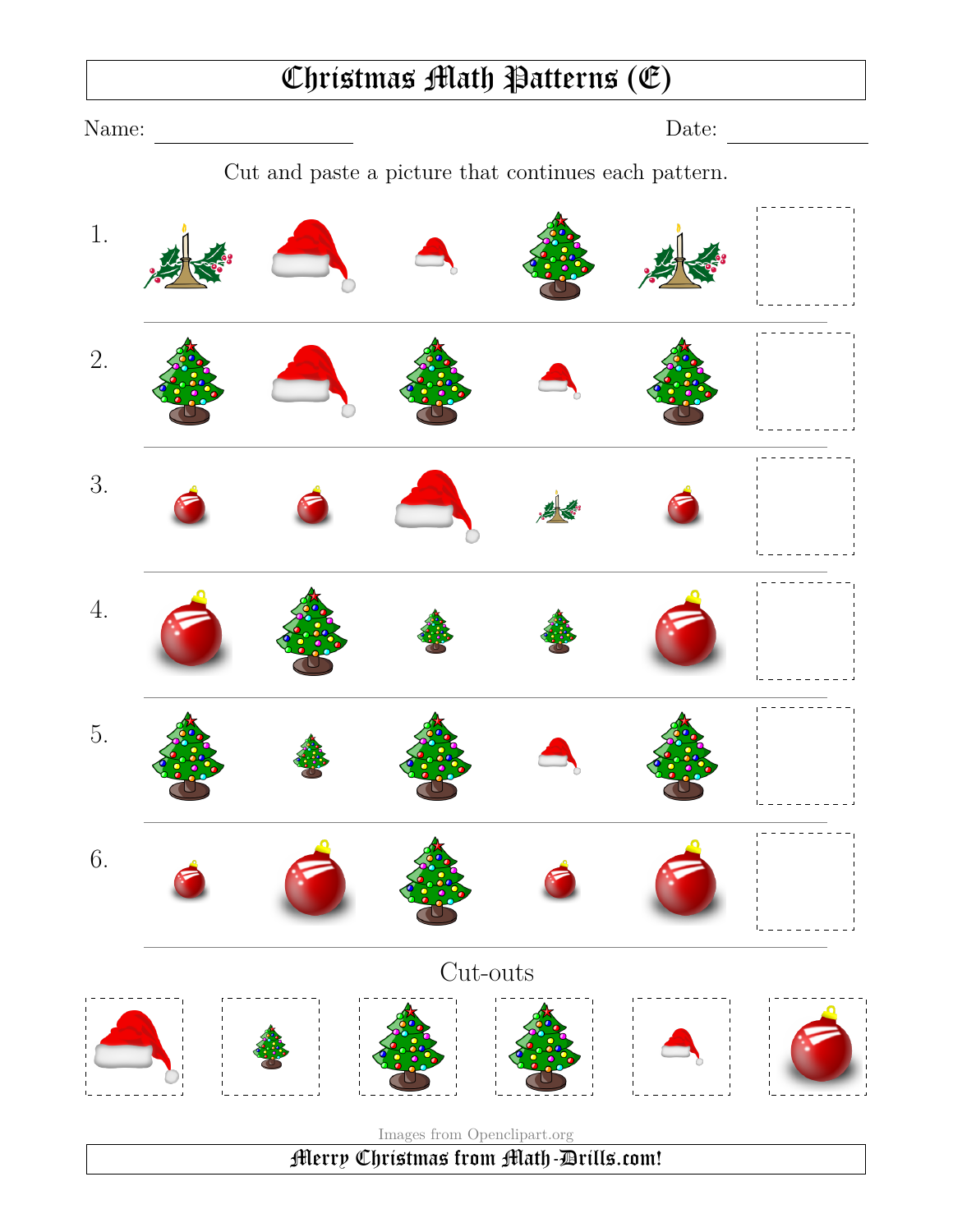# Christmas Math Patterns (E)

Name: \_\_\_\_\_\_\_\_\_\_\_\_\_\_\_\_ Date: \_\_\_\_\_\_\_\_\_\_\_\_

Cut and paste a picture that continues each pattern.

1.

2.

3.

4.

5.

6.

## Cut-outs

Images from Openclipart.org

**Merry Christmas from Math-Drills.com!**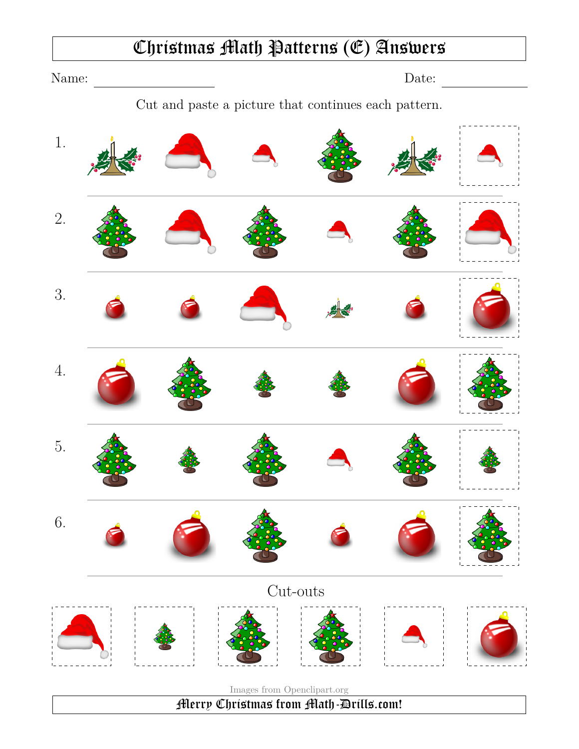# Christmas Math Patterns (E) Answers

Name: ____________________ Date: ______________

Cut and paste a picture that continues each pattern.

1.

2.

3.

4.

5.

6.

Cut-outs

Images from Openclipart.org

**Merry Christmas from Math-Drills.com!**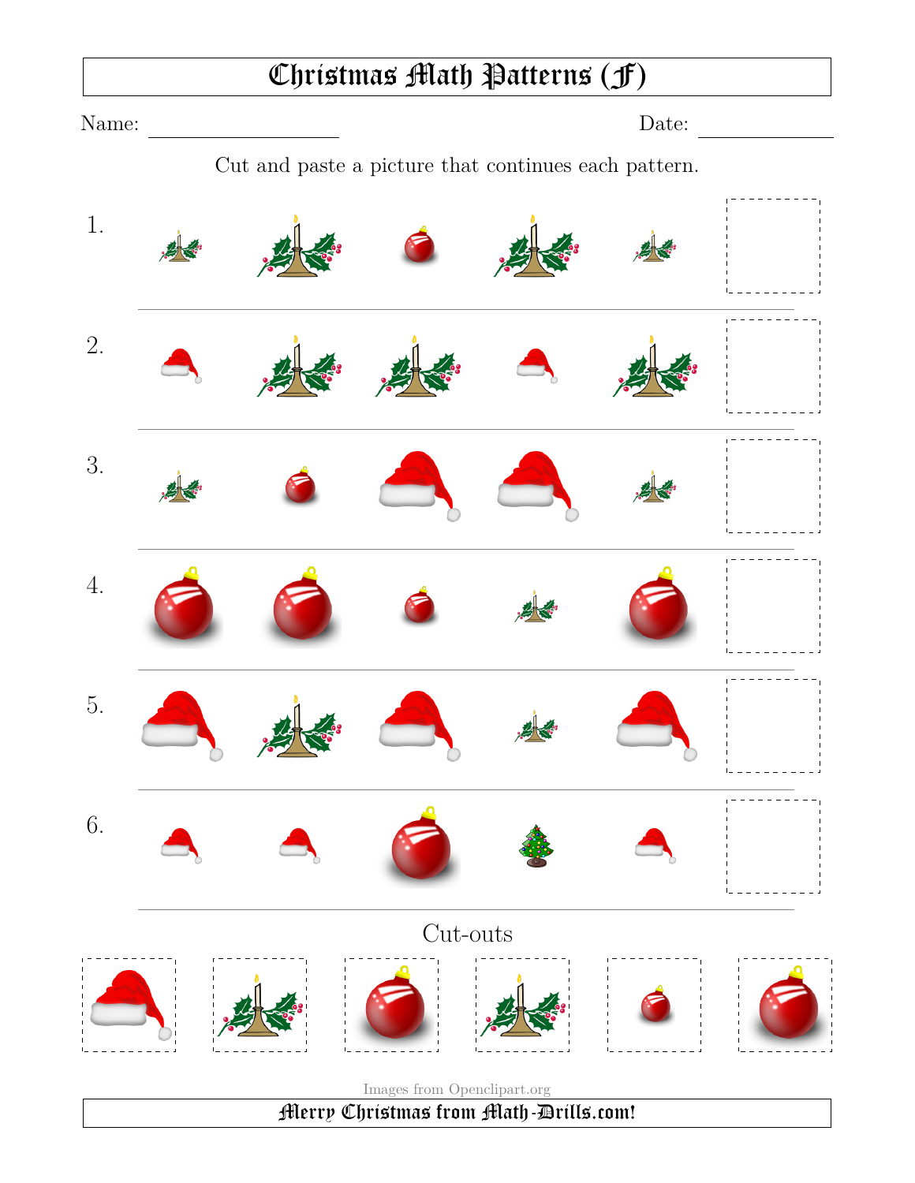# Christmas Math Patterns (F)

Name: ____________________ Date: ______________

Cut and paste a picture that continues each pattern.

1.

2.

3.

4.

5.

6.

## Cut-outs

Images from Openclipart.org

Merry Christmas from Math-Drills.com!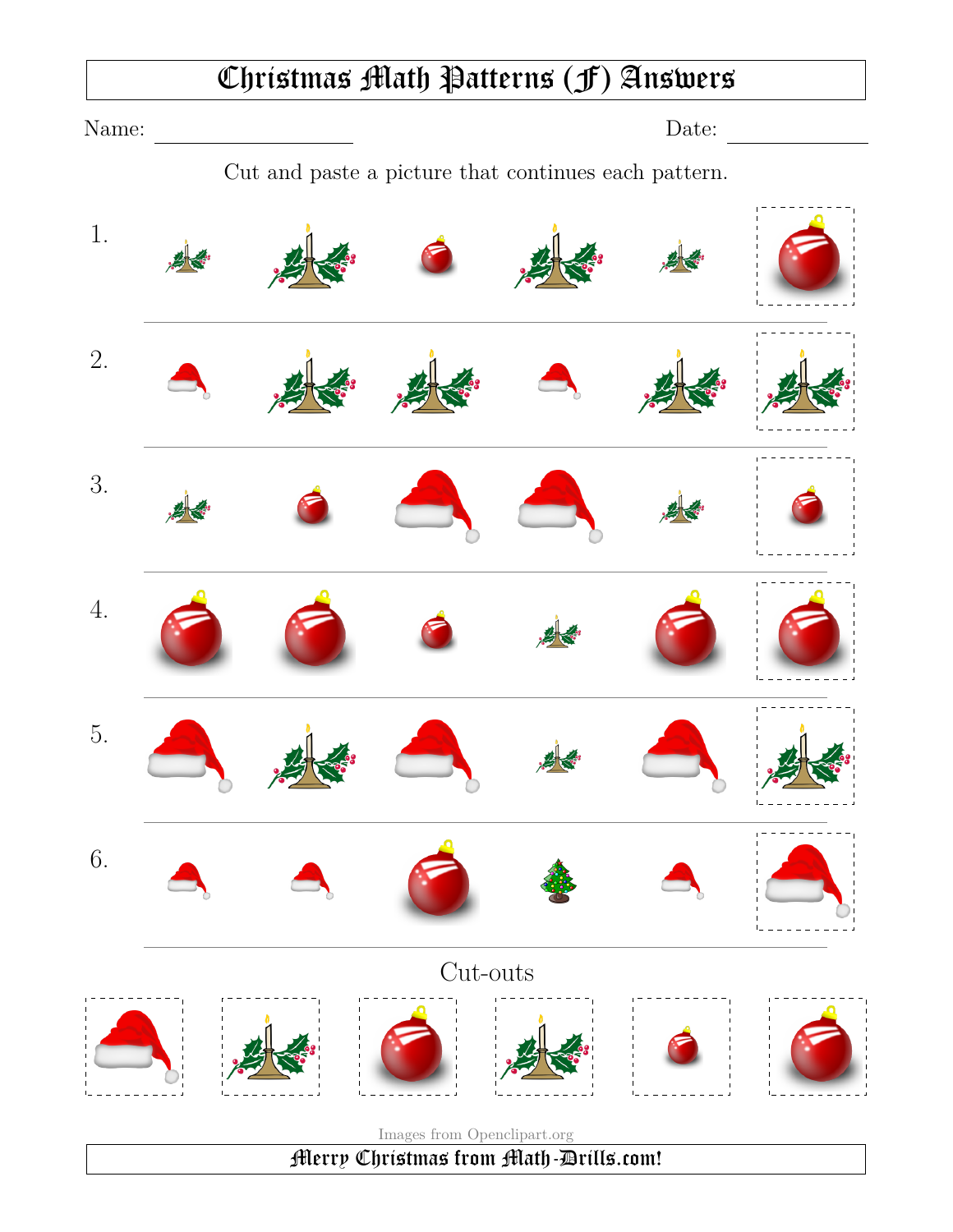# Christmas Math Patterns (F) Answers

Name: ____________________ Date: ______________

Cut and paste a picture that continues each pattern.

1.

2.

3.

4.

5.

6.

## Cut-outs

Images from Openclipart.org

**Merry Christmas from Math-Drills.com!**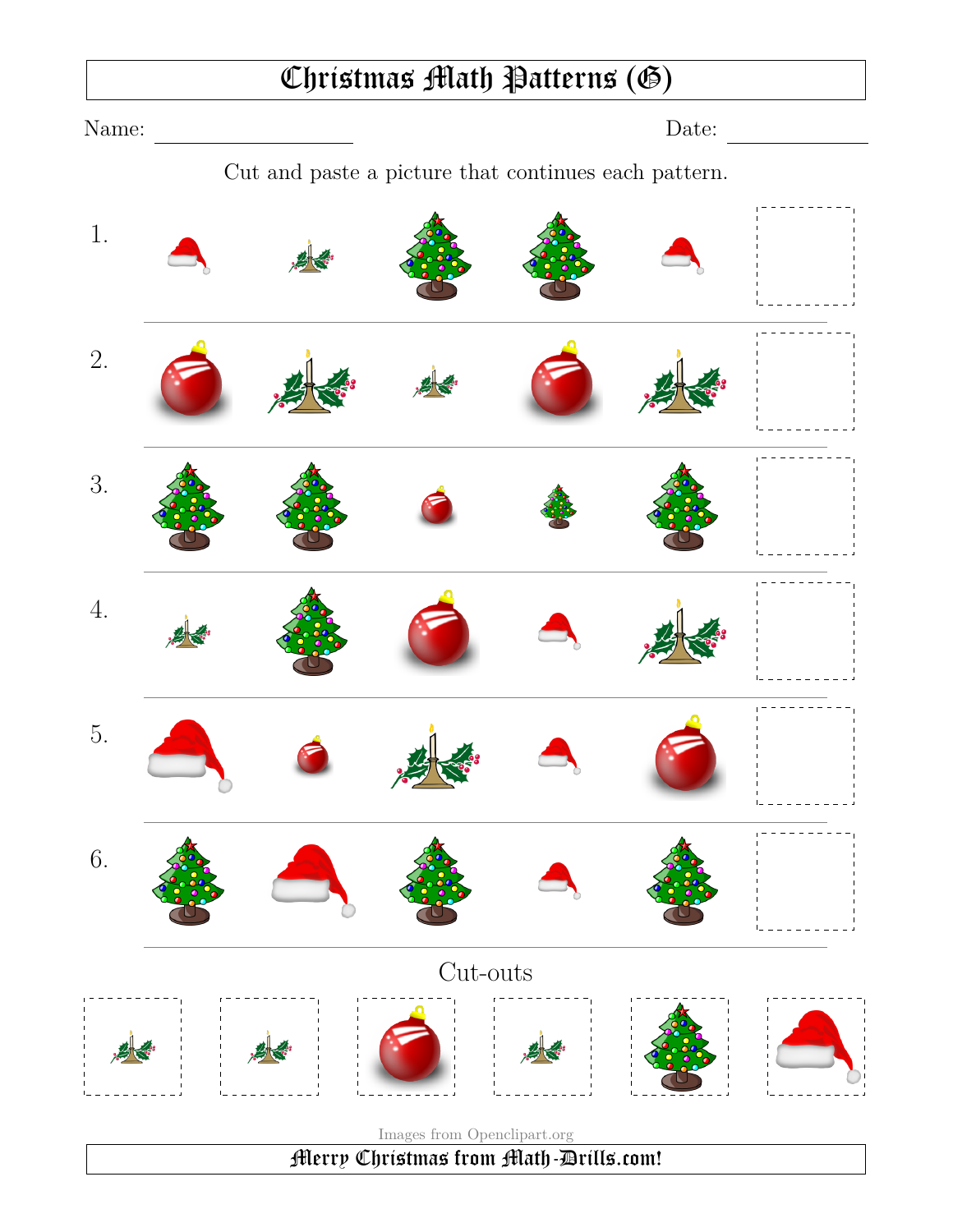# Christmas Math Patterns (G)

Name: ______________ Date: __________

Cut and paste a picture that continues each pattern.

1.

2.

3.

4.

5.

6.

## Cut-outs

Images from Openclipart.org

**Merry Christmas from Math-Drills.com!**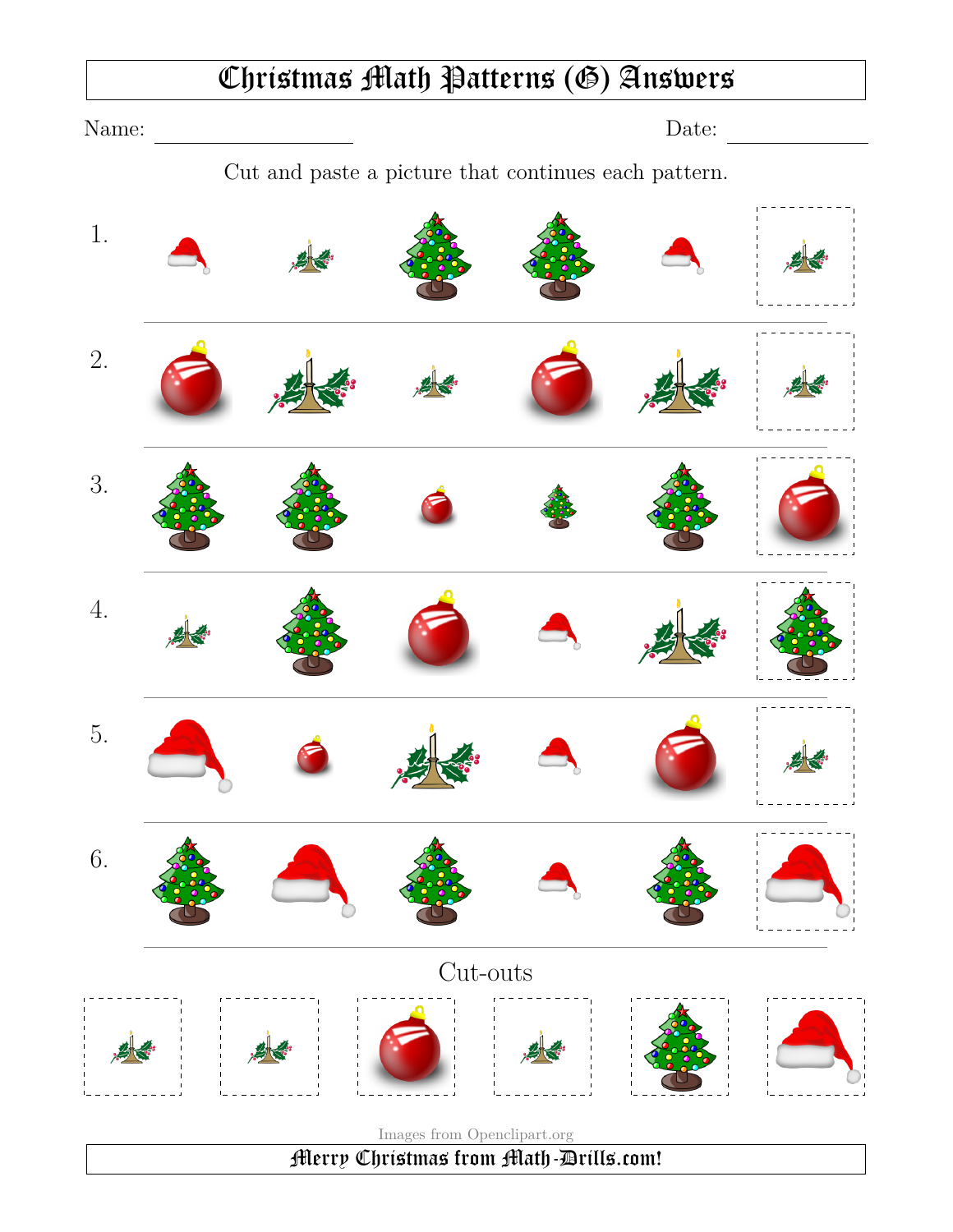# Christmas Math Patterns (G) Answers

Name: ____________________ Date: ____________

Cut and paste a picture that continues each pattern.

1.

2.

3.

4.

5.

6.

Cut-outs

Images from Openclipart.org

Merry Christmas from Math-Drills.com!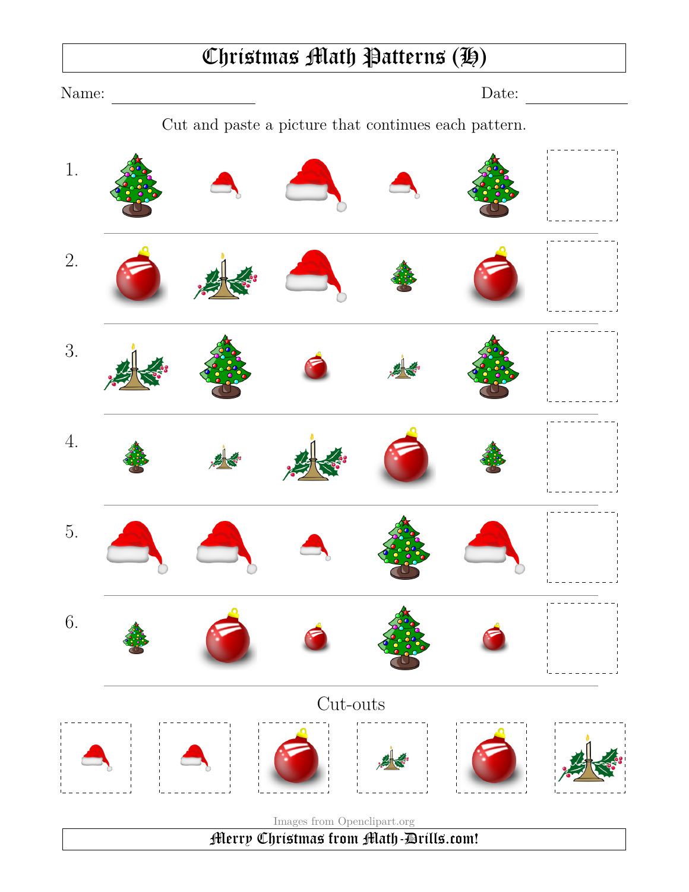# Christmas Math Patterns (H)

Name: ____________________ Date: ______________

Cut and paste a picture that continues each pattern.

1.

2.

3.

4.

5.

6.

## Cut-outs

Images from Openclipart.org

**Merry Christmas from Math-Drills.com!**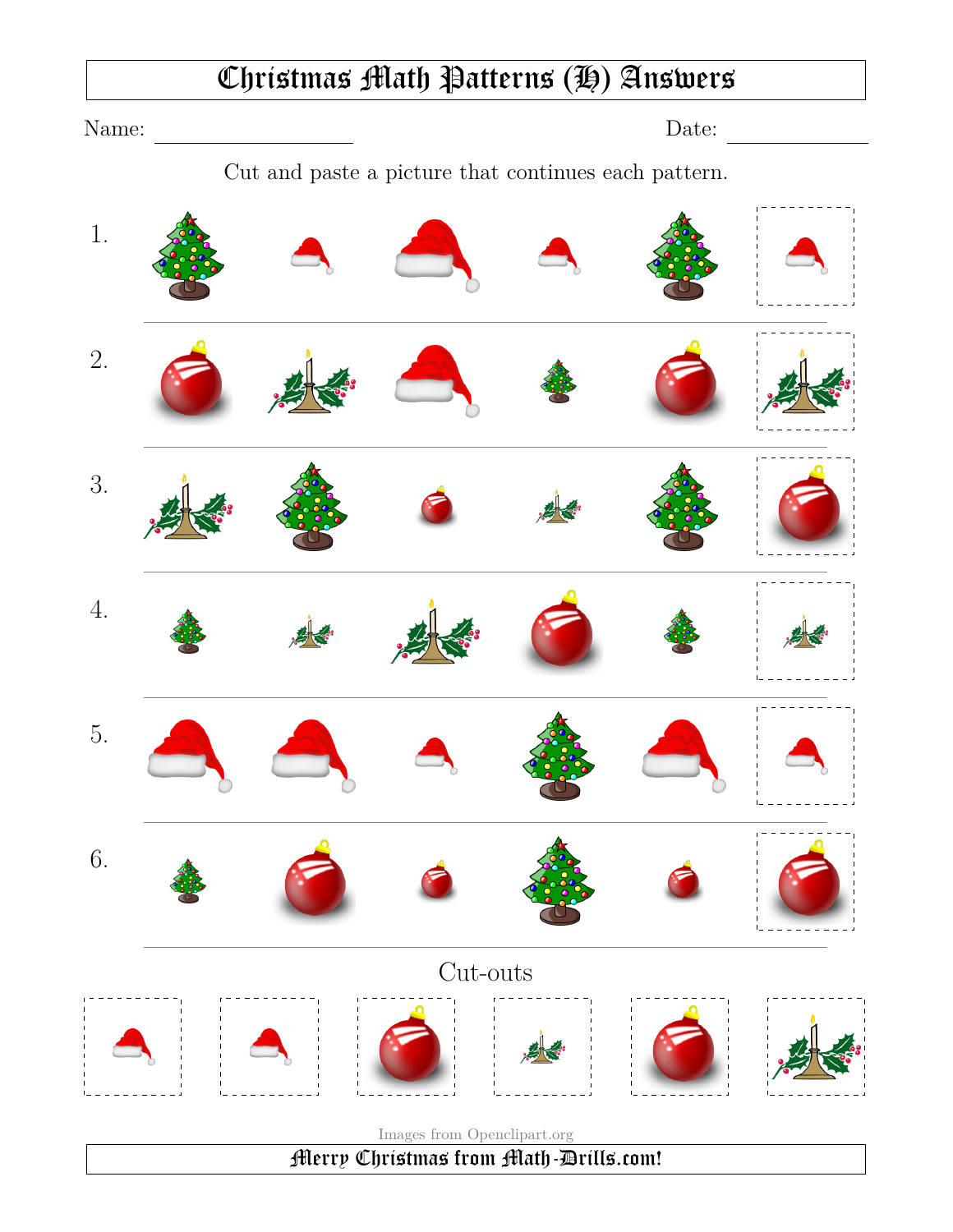# Christmas Math Patterns (H) Answers

Name: ____________________ Date: ______________

Cut and paste a picture that continues each pattern.

1.

2.

3.

4.

5.

6.

Cut-outs

Images from Openclipart.org

Merry Christmas from Math-Drills.com!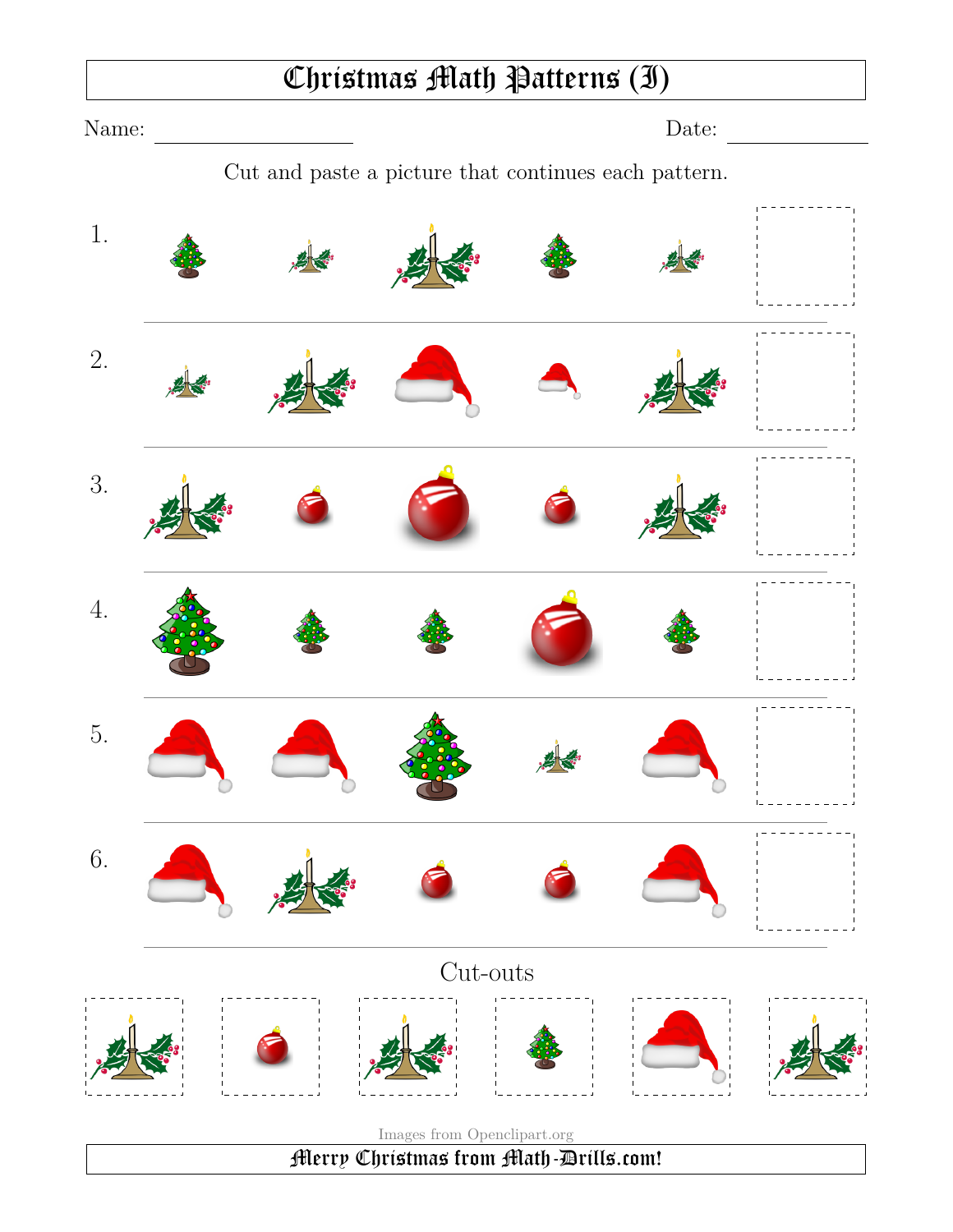# Christmas Math Patterns (I)

Name: ____________________ Date: ____________

Cut and paste a picture that continues each pattern.

1.

2.

3.

4.

5.

6.

Cut-outs

Images from Openclipart.org

**Merry Christmas from Math-Drills.com!**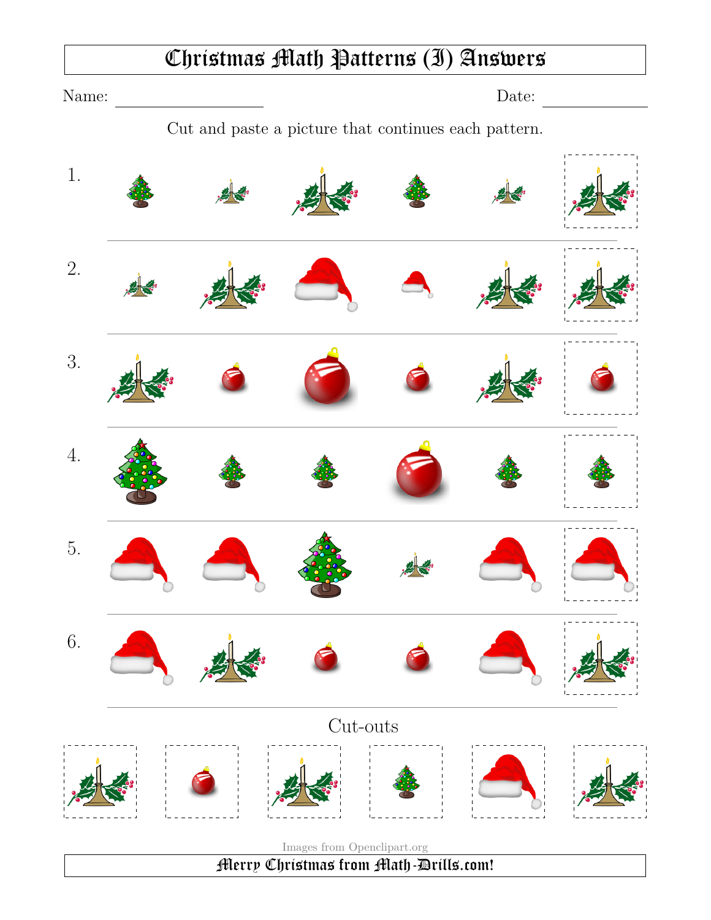# Christmas Math Patterns (I) Answers

Name: ____________________ Date: ______________

Cut and paste a picture that continues each pattern.

1.

2.

3.

4.

5.

6.

Cut-outs

Images from Openclipart.org

**Merry Christmas from Math-Drills.com!**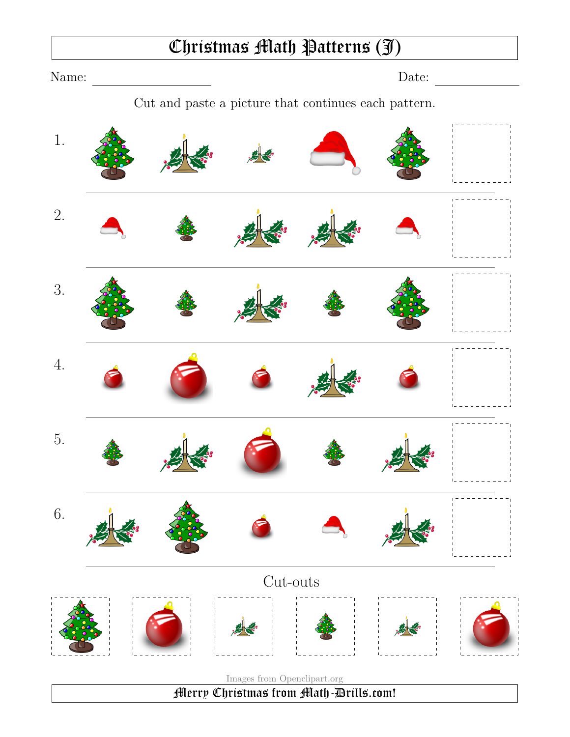# Christmas Math Patterns (J)

Name: ____________________ Date: ____________

Cut and paste a picture that continues each pattern.

1.

2.

3.

4.

5.

6.

## Cut-outs

Images from Openclipart.org

**Merry Christmas from Math-Drills.com!**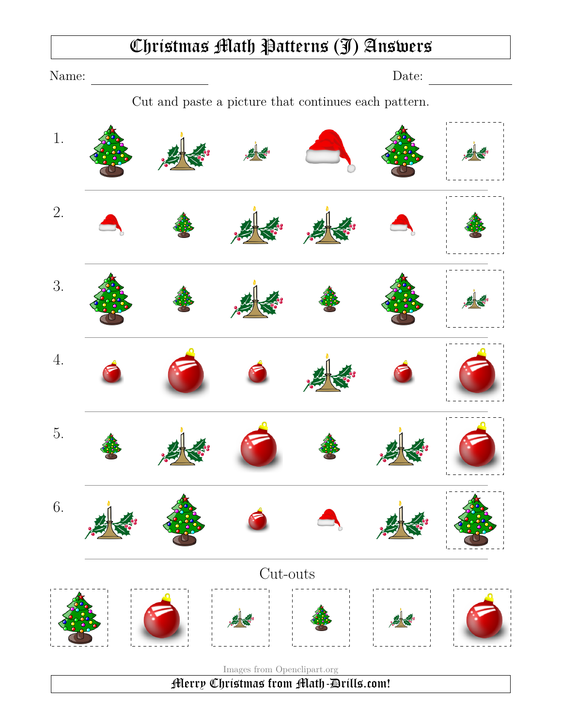# Christmas Math Patterns (J) Answers

Name: ____________________ Date: ____________

Cut and paste a picture that continues each pattern.

1.

2.

3.

4.

5.

6.

Cut-outs

Images from Openclipart.org

**Merry Christmas from Math-Drills.com!**